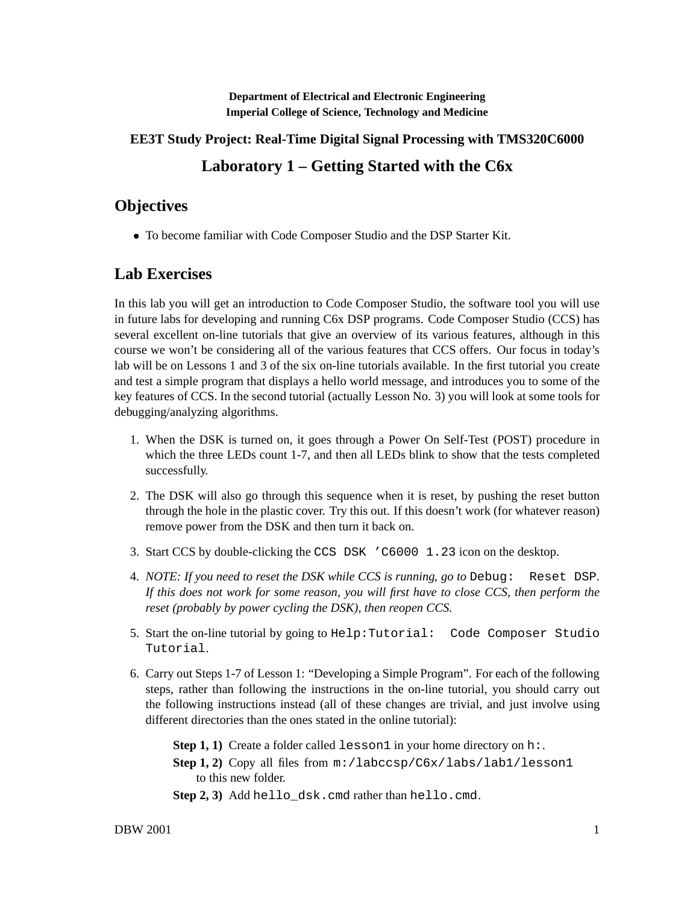**Department of Electrical and Electronic Engineering**
**Imperial College of Science, Technology and Medicine**

**EE3T Study Project: Real-Time Digital Signal Processing with TMS320C6000**

# Laboratory 1 – Getting Started with the C6x

## Objectives

- To become familiar with Code Composer Studio and the DSP Starter Kit.

## Lab Exercises

In this lab you will get an introduction to Code Composer Studio, the software tool you will use in future labs for developing and running C6x DSP programs. Code Composer Studio (CCS) has several excellent on-line tutorials that give an overview of its various features, although in this course we won't be considering all of the various features that CCS offers. Our focus in today's lab will be on Lessons 1 and 3 of the six on-line tutorials available. In the first tutorial you create and test a simple program that displays a hello world message, and introduces you to some of the key features of CCS. In the second tutorial (actually Lesson No. 3) you will look at some tools for debugging/analyzing algorithms.

1. When the DSK is turned on, it goes through a Power On Self-Test (POST) procedure in which the three LEDs count 1-7, and then all LEDs blink to show that the tests completed successfully.
2. The DSK will also go through this sequence when it is reset, by pushing the reset button through the hole in the plastic cover. Try this out. If this doesn't work (for whatever reason) remove power from the DSK and then turn it back on.
3. Start CCS by double-clicking the `CCS DSK 'C6000 1.23` icon on the desktop.
4. *NOTE: If you need to reset the DSK while CCS is running, go to* `Debug: Reset DSP`*. If this does not work for some reason, you will first have to close CCS, then perform the reset (probably by power cycling the DSK), then reopen CCS.*
5. Start the on-line tutorial by going to `Help:Tutorial: Code Composer Studio Tutorial`.
6. Carry out Steps 1-7 of Lesson 1: "Developing a Simple Program". For each of the following steps, rather than following the instructions in the on-line tutorial, you should carry out the following instructions instead (all of these changes are trivial, and just involve using different directories than the ones stated in the online tutorial):

   **Step 1, 1)** Create a folder called `lesson1` in your home directory on `h:`.

   **Step 1, 2)** Copy all files from `m:/labccsp/C6x/labs/lab1/lesson1` to this new folder.

   **Step 2, 3)** Add `hello_dsk.cmd` rather than `hello.cmd`.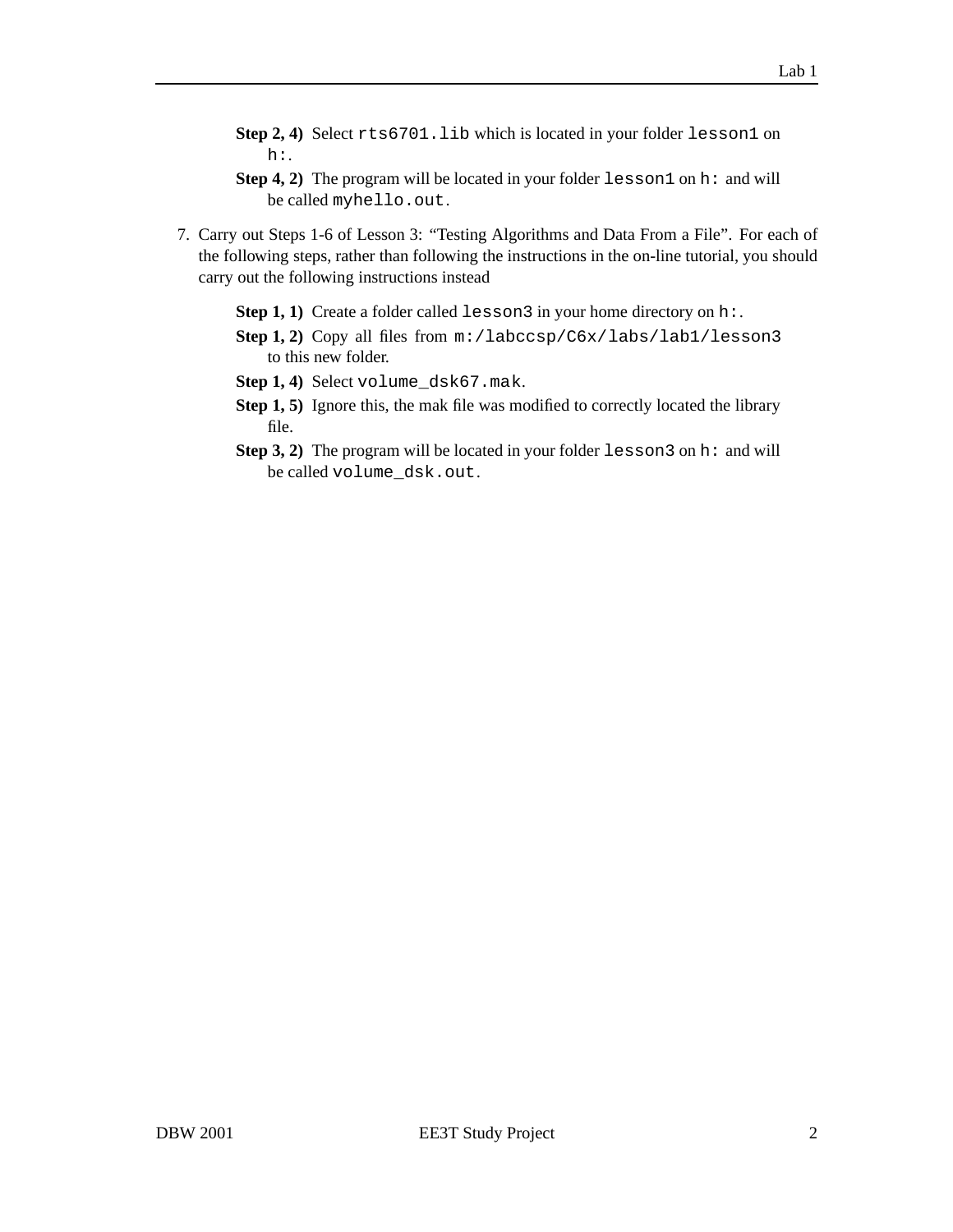**Step 2, 4)** Select `rts6701.lib` which is located in your folder `lesson1` on `h:`.

**Step 4, 2)** The program will be located in your folder `lesson1` on `h:` and will be called `myhello.out`.

7. Carry out Steps 1-6 of Lesson 3: "Testing Algorithms and Data From a File". For each of the following steps, rather than following the instructions in the on-line tutorial, you should carry out the following instructions instead

   **Step 1, 1)** Create a folder called `lesson3` in your home directory on `h:`.

   **Step 1, 2)** Copy all files from `m:/labccsp/C6x/labs/lab1/lesson3` to this new folder.

   **Step 1, 4)** Select `volume_dsk67.mak`.

   **Step 1, 5)** Ignore this, the mak file was modified to correctly located the library file.

   **Step 3, 2)** The program will be located in your folder `lesson3` on `h:` and will be called `volume_dsk.out`.